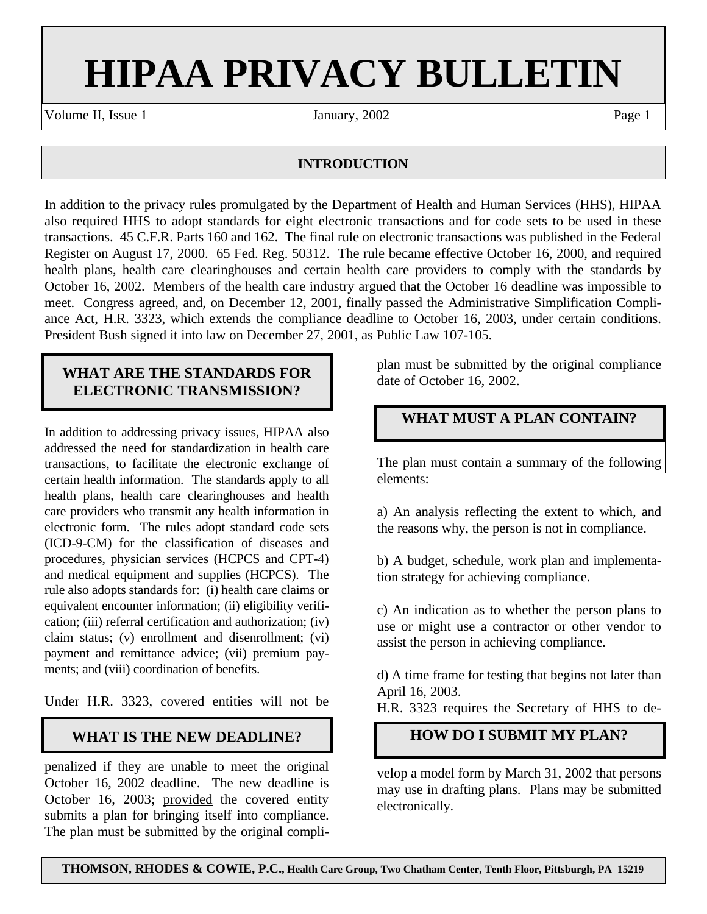# HIPAA PRIVACY BULLETIN

## INTRODUCTION

In addition to the privacy rules promulgated by the Department of Health and Human Services (HHS), HIPAA also required HHS to adopt standards for eight electronic transactions and for code sets to be used in these transactions. 45 C.F.R. Parts 160 and 162. The final rule on electronic transactions was published in the Federal Register on August 17, 2000. 65 Fed. Reg. 50312. The rule became effective October 16, 2000, and required health plans, health care clearinghouses and certain health care providers to comply with the standards by October 16, 2002. Members of the health care industry argued that the October 16 deadline was impossible to meet. Congress agreed, and, on December 12, 2001, finally passed the Administrative Simplification Compliance Act, H.R. 3323, which extends the compliance deadline to October 16, 2003, under certain conditions. President Bush signed it into law on December 27, 2001, as Public Law 107-105.

## WHAT ARE THE STANDARDS FOR ELECTRONIC TRANSMISSION?

In addition to addressing privacy issues, HIPAA also addressed the need for standardization in health care transactions, to facilitate the electronic exchange of certain health information. The standards apply to all health plans, health care clearinghouses and health care providers who transmit any health information in electronic form. The rules adopt standard code sets (ICD-9-CM) for the classification of diseases and procedures, physician services (HCPCS and CPT-4) and medical equipment and supplies (HCPCS). The rule also adopts standards for: (i) health care claims or equivalent encounter information; (ii) eligibility verification; (iii) referral certification and authorization; (iv) claim status; (v) enrollment and disenrollment; (vi) payment and remittance advice; (vii) premium payments; and (viii) coordination of benefits.

## WHAT IS THE NEW DEADLINE?

Under H.R. 3323, covered entities will not be penalized if they are unable to meet the original October 16, 2002 deadline. The new deadline is October 16, 2003; provided the covered entity submits a plan for bringing itself into compliance. The plan must be submitted by the original compliance date of October 16, 2002.

## WHAT MUST A PLAN CONTAIN?

The plan must contain a summary of the following elements:

a) An analysis reflecting the extent to which, and the reasons why, the person is not in compliance.

b) A budget, schedule, work plan and implementation strategy for achieving compliance.

c) An indication as to whether the person plans to use or might use a contractor or other vendor to assist the person in achieving compliance.

d) A time frame for testing that begins not later than April 16, 2003.

## HOW DO I SUBMIT MY PLAN?

H.R. 3323 requires the Secretary of HHS to develop a model form by March 31, 2002 that persons may use in drafting plans. Plans may be submitted electronically.

**THOMSON, RHODES & COWIE, P.C., Health Care Group, Two Chatham Center, Tenth Floor, Pittsburgh, PA 15219**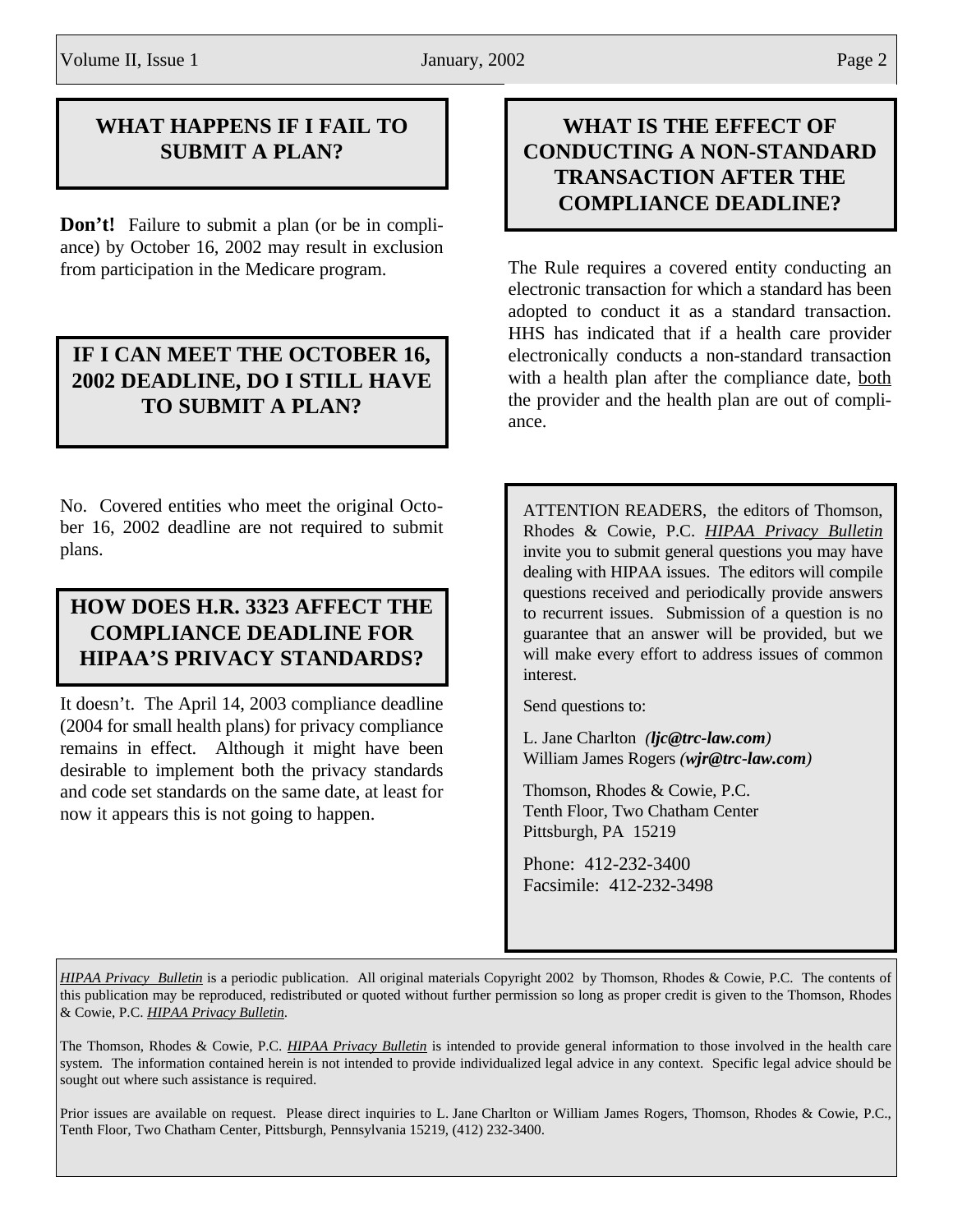## WHAT HAPPENS IF I FAIL TO SUBMIT A PLAN?

**Don't!** Failure to submit a plan (or be in compliance) by October 16, 2002 may result in exclusion from participation in the Medicare program.

## IF I CAN MEET THE OCTOBER 16, 2002 DEADLINE, DO I STILL HAVE TO SUBMIT A PLAN?

No. Covered entities who meet the original October 16, 2002 deadline are not required to submit plans.

## HOW DOES H.R. 3323 AFFECT THE COMPLIANCE DEADLINE FOR HIPAA'S PRIVACY STANDARDS?

It doesn't. The April 14, 2003 compliance deadline (2004 for small health plans) for privacy compliance remains in effect. Although it might have been desirable to implement both the privacy standards and code set standards on the same date, at least for now it appears this is not going to happen.

## WHAT IS THE EFFECT OF CONDUCTING A NON-STANDARD TRANSACTION AFTER THE COMPLIANCE DEADLINE?

The Rule requires a covered entity conducting an electronic transaction for which a standard has been adopted to conduct it as a standard transaction. HHS has indicated that if a health care provider electronically conducts a non-standard transaction with a health plan after the compliance date, both the provider and the health plan are out of compliance.

ATTENTION READERS, the editors of Thomson, Rhodes & Cowie, P.C. *HIPAA Privacy Bulletin* invite you to submit general questions you may have dealing with HIPAA issues. The editors will compile questions received and periodically provide answers to recurrent issues. Submission of a question is no guarantee that an answer will be provided, but we will make every effort to address issues of common interest.

Send questions to:

L. Jane Charlton ***(ljc@trc-law.com)***
William James Rogers ***(wjr@trc-law.com)***

Thomson, Rhodes & Cowie, P.C.
Tenth Floor, Two Chatham Center
Pittsburgh, PA 15219

Phone: 412-232-3400
Facsimile: 412-232-3498

*HIPAA Privacy Bulletin* is a periodic publication. All original materials Copyright 2002 by Thomson, Rhodes & Cowie, P.C. The contents of this publication may be reproduced, redistributed or quoted without further permission so long as proper credit is given to the Thomson, Rhodes & Cowie, P.C. *HIPAA Privacy Bulletin*.

The Thomson, Rhodes & Cowie, P.C. *HIPAA Privacy Bulletin* is intended to provide general information to those involved in the health care system. The information contained herein is not intended to provide individualized legal advice in any context. Specific legal advice should be sought out where such assistance is required.

Prior issues are available on request. Please direct inquiries to L. Jane Charlton or William James Rogers, Thomson, Rhodes & Cowie, P.C., Tenth Floor, Two Chatham Center, Pittsburgh, Pennsylvania 15219, (412) 232-3400.